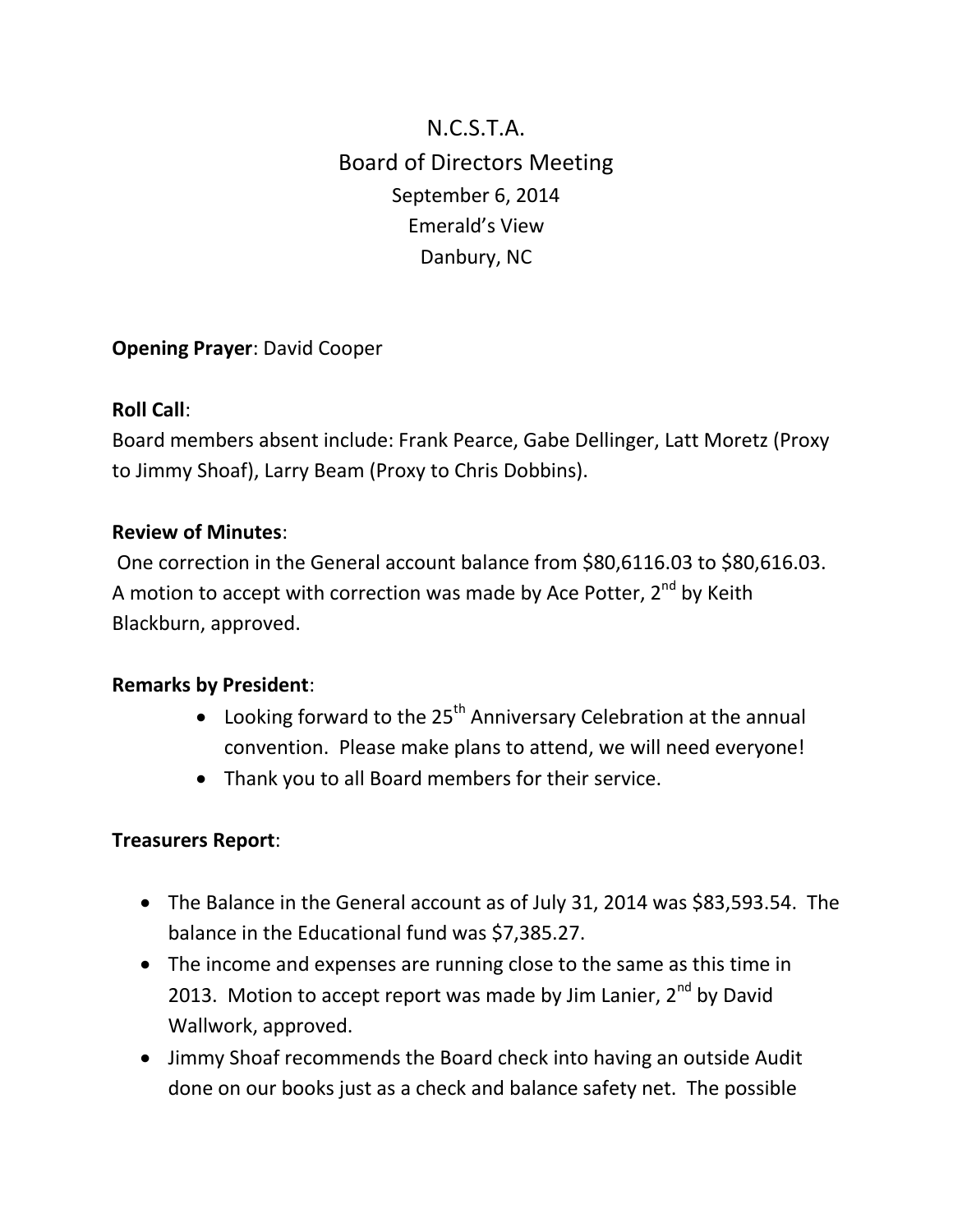# N.C.S.T.A.

## Board of Directors Meeting

September 6, 2014
Emerald's View
Danbury, NC

**Opening Prayer**: David Cooper

**Roll Call**:
Board members absent include: Frank Pearce, Gabe Dellinger, Latt Moretz (Proxy to Jimmy Shoaf), Larry Beam (Proxy to Chris Dobbins).

**Review of Minutes**:
One correction in the General account balance from $80,6116.03 to $80,616.03. A motion to accept with correction was made by Ace Potter, 2nd by Keith Blackburn, approved.

**Remarks by President**:

- Looking forward to the 25th Anniversary Celebration at the annual convention. Please make plans to attend, we will need everyone!
- Thank you to all Board members for their service.

**Treasurers Report**:

- The Balance in the General account as of July 31, 2014 was $83,593.54. The balance in the Educational fund was $7,385.27.
- The income and expenses are running close to the same as this time in 2013. Motion to accept report was made by Jim Lanier, 2nd by David Wallwork, approved.
- Jimmy Shoaf recommends the Board check into having an outside Audit done on our books just as a check and balance safety net. The possible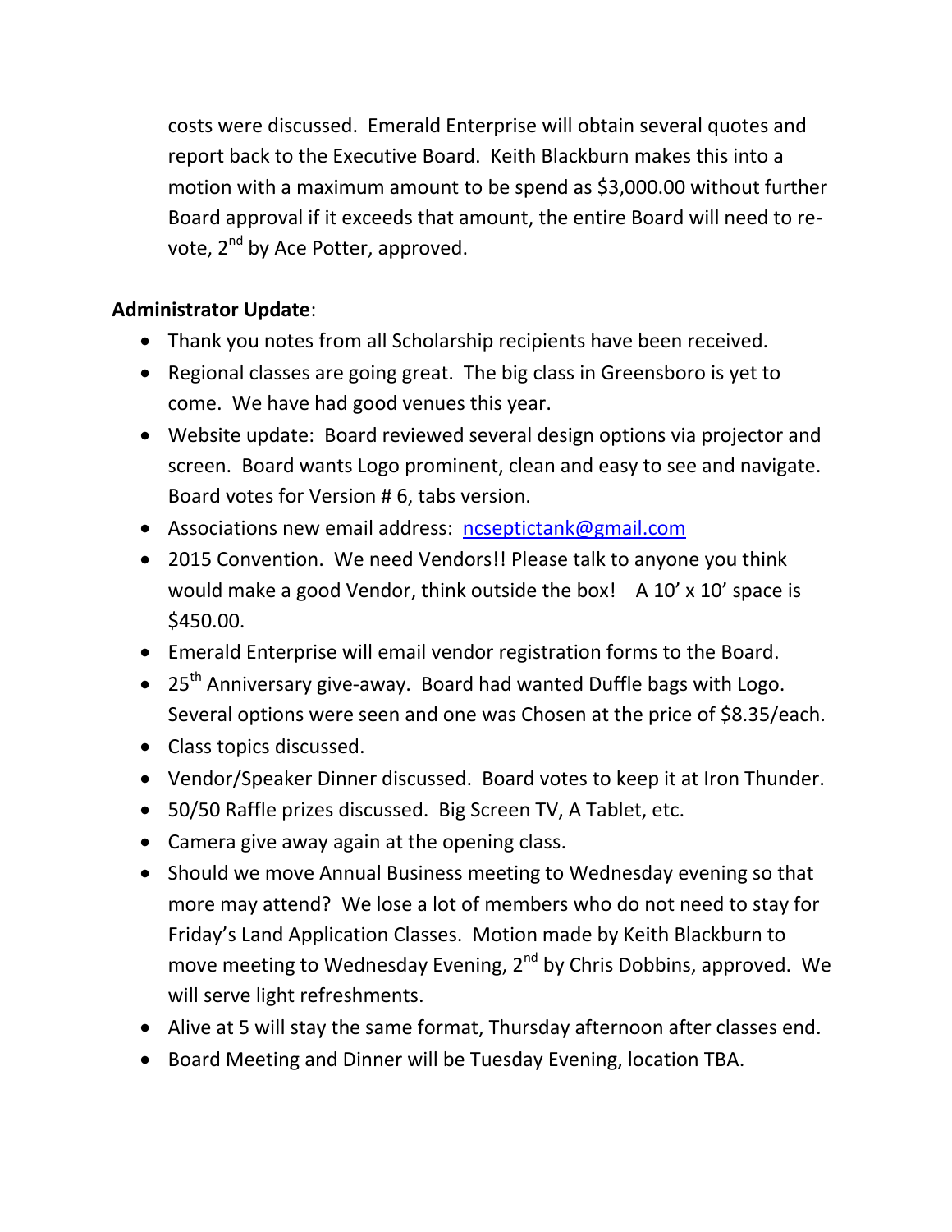costs were discussed. Emerald Enterprise will obtain several quotes and report back to the Executive Board. Keith Blackburn makes this into a motion with a maximum amount to be spend as $3,000.00 without further Board approval if it exceeds that amount, the entire Board will need to re-vote, 2nd by Ace Potter, approved.

**Administrator Update**:

- Thank you notes from all Scholarship recipients have been received.
- Regional classes are going great. The big class in Greensboro is yet to come. We have had good venues this year.
- Website update: Board reviewed several design options via projector and screen. Board wants Logo prominent, clean and easy to see and navigate. Board votes for Version # 6, tabs version.
- Associations new email address: ncseptictank@gmail.com
- 2015 Convention. We need Vendors!! Please talk to anyone you think would make a good Vendor, think outside the box! A 10' x 10' space is $450.00.
- Emerald Enterprise will email vendor registration forms to the Board.
- 25th Anniversary give-away. Board had wanted Duffle bags with Logo. Several options were seen and one was Chosen at the price of $8.35/each.
- Class topics discussed.
- Vendor/Speaker Dinner discussed. Board votes to keep it at Iron Thunder.
- 50/50 Raffle prizes discussed. Big Screen TV, A Tablet, etc.
- Camera give away again at the opening class.
- Should we move Annual Business meeting to Wednesday evening so that more may attend? We lose a lot of members who do not need to stay for Friday's Land Application Classes. Motion made by Keith Blackburn to move meeting to Wednesday Evening, 2nd by Chris Dobbins, approved. We will serve light refreshments.
- Alive at 5 will stay the same format, Thursday afternoon after classes end.
- Board Meeting and Dinner will be Tuesday Evening, location TBA.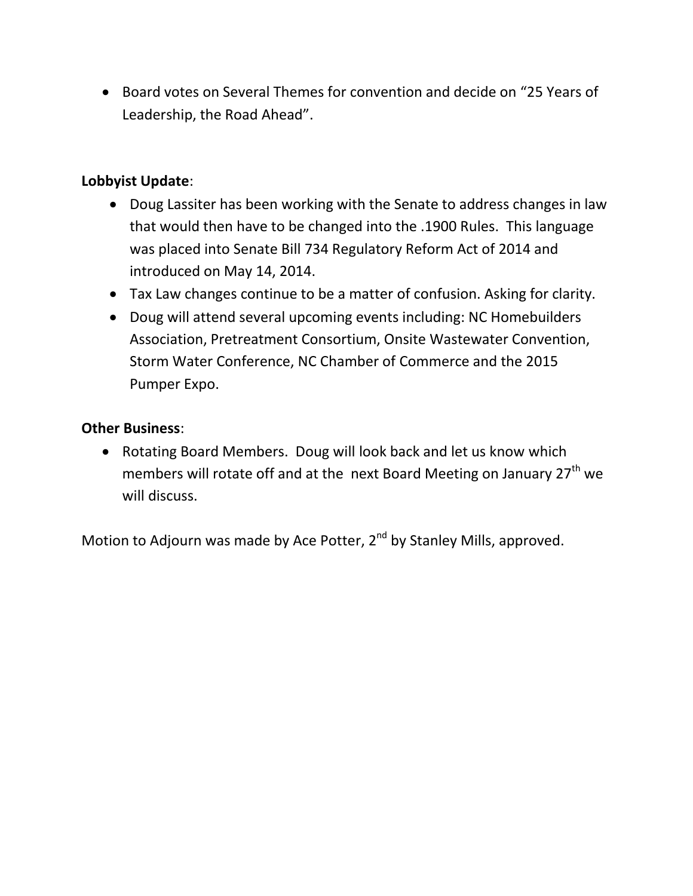- Board votes on Several Themes for convention and decide on "25 Years of Leadership, the Road Ahead".

**Lobbyist Update**:

- Doug Lassiter has been working with the Senate to address changes in law that would then have to be changed into the .1900 Rules. This language was placed into Senate Bill 734 Regulatory Reform Act of 2014 and introduced on May 14, 2014.
- Tax Law changes continue to be a matter of confusion. Asking for clarity.
- Doug will attend several upcoming events including: NC Homebuilders Association, Pretreatment Consortium, Onsite Wastewater Convention, Storm Water Conference, NC Chamber of Commerce and the 2015 Pumper Expo.

**Other Business**:

- Rotating Board Members. Doug will look back and let us know which members will rotate off and at the next Board Meeting on January 27th we will discuss.

Motion to Adjourn was made by Ace Potter, 2nd by Stanley Mills, approved.